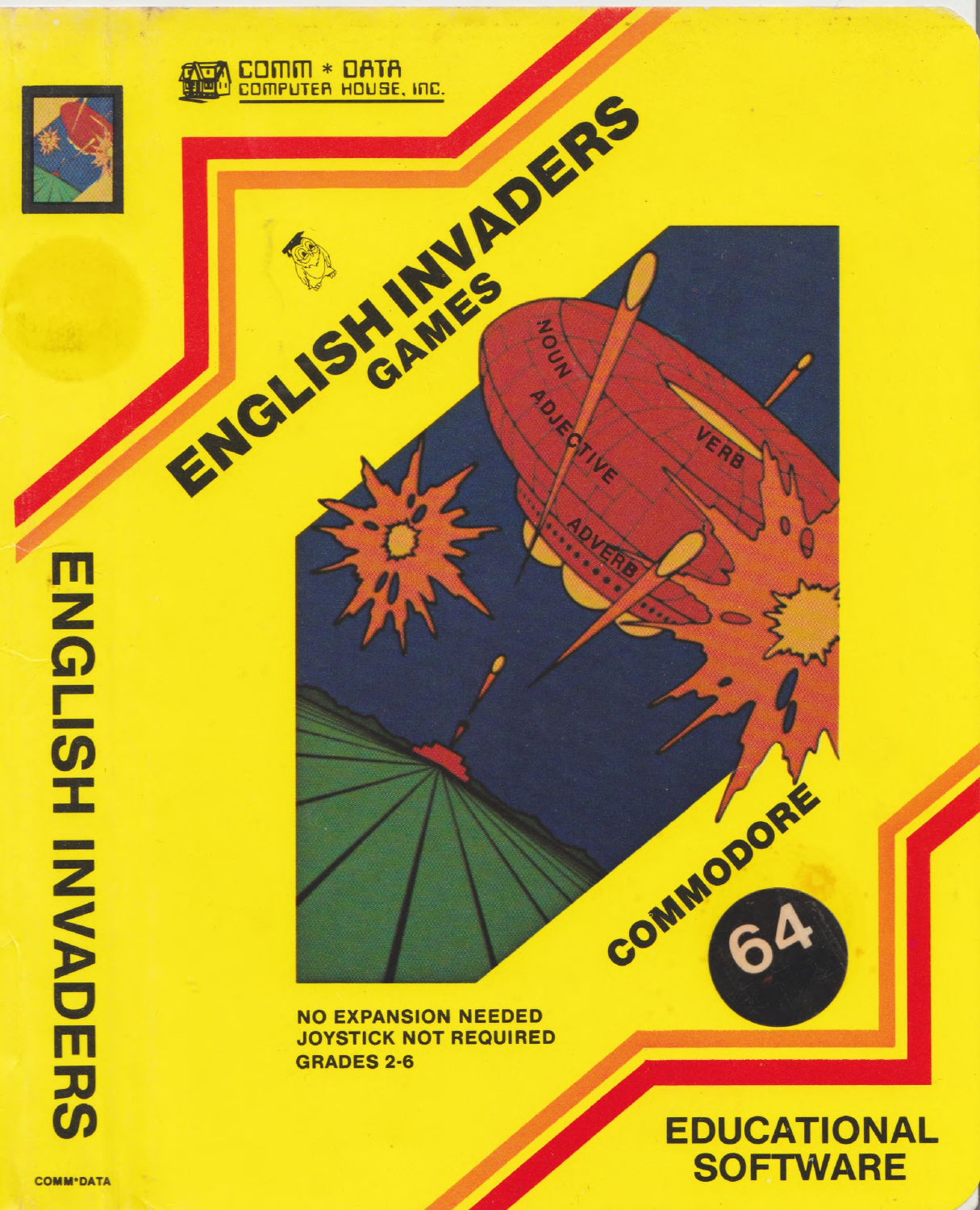COMM * DATA
COMPUTER HOUSE, INC.

# ENGLISH INVADERS

## GAMES

NOUN
ADJECTIVE
VERB
ADVERB

COMMODORE 64

**NO EXPANSION NEEDED**
**JOYSTICK NOT REQUIRED**
**GRADES 2-6**

## EDUCATIONAL SOFTWARE

ENGLISH INVADERS

COMM*DATA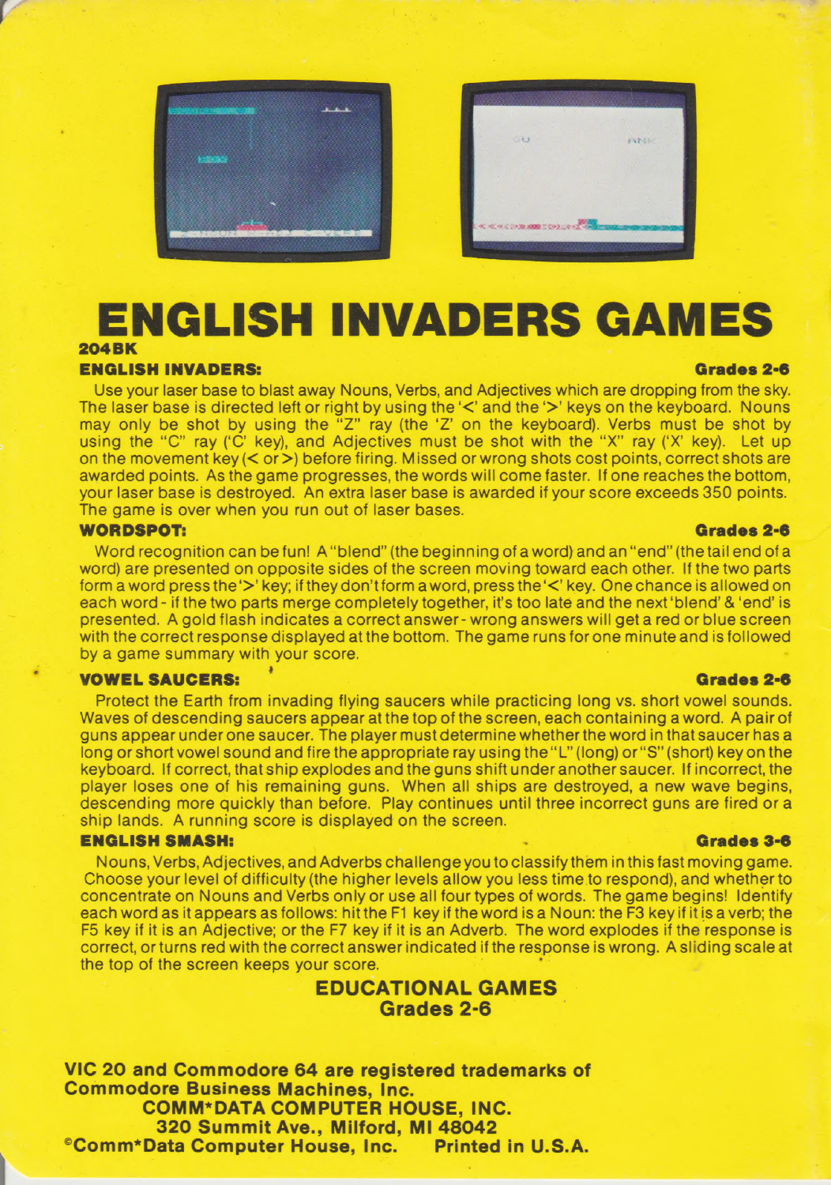# ENGLISH INVADERS GAMES

**204BK**

### ENGLISH INVADERS: Grades 2-6

Use your laser base to blast away Nouns, Verbs, and Adjectives which are dropping from the sky. The laser base is directed left or right by using the '<' and the '>' keys on the keyboard. Nouns may only be shot by using the "Z" ray (the 'Z' on the keyboard). Verbs must be shot by using the "C" ray ('C' key), and Adjectives must be shot with the "X" ray ('X' key). Let up on the movement key (< or >) before firing. Missed or wrong shots cost points, correct shots are awarded points. As the game progresses, the words will come faster. If one reaches the bottom, your laser base is destroyed. An extra laser base is awarded if your score exceeds 350 points. The game is over when you run out of laser bases.

### WORDSPOT: Grades 2-6

Word recognition can be fun! A "blend" (the beginning of a word) and an "end" (the tail end of a word) are presented on opposite sides of the screen moving toward each other. If the two parts form a word press the '>' key; if they don't form a word, press the '<' key. One chance is allowed on each word - if the two parts merge completely together, it's too late and the next 'blend' & 'end' is presented. A gold flash indicates a correct answer - wrong answers will get a red or blue screen with the correct response displayed at the bottom. The game runs for one minute and is followed by a game summary with your score.

### VOWEL SAUCERS: Grades 2-6

Protect the Earth from invading flying saucers while practicing long vs. short vowel sounds. Waves of descending saucers appear at the top of the screen, each containing a word. A pair of guns appear under one saucer. The player must determine whether the word in that saucer has a long or short vowel sound and fire the appropriate ray using the "L" (long) or "S" (short) key on the keyboard. If correct, that ship explodes and the guns shift under another saucer. If incorrect, the player loses one of his remaining guns. When all ships are destroyed, a new wave begins, descending more quickly than before. Play continues until three incorrect guns are fired or a ship lands. A running score is displayed on the screen.

### ENGLISH SMASH: Grades 3-6

Nouns, Verbs, Adjectives, and Adverbs challenge you to classify them in this fast moving game. Choose your level of difficulty (the higher levels allow you less time to respond), and whether to concentrate on Nouns and Verbs only or use all four types of words. The game begins! Identify each word as it appears as follows: hit the F1 key if the word is a Noun: the F3 key if it is a verb; the F5 key if it is an Adjective; or the F7 key if it is an Adverb. The word explodes if the response is correct, or turns red with the correct answer indicated if the response is wrong. A sliding scale at the top of the screen keeps your score.

**EDUCATIONAL GAMES**
**Grades 2-6**

**VIC 20 and Commodore 64 are registered trademarks of Commodore Business Machines, Inc.**
**COMM*DATA COMPUTER HOUSE, INC.**
**320 Summit Ave., Milford, MI 48042**
**©Comm*Data Computer House, Inc. Printed in U.S.A.**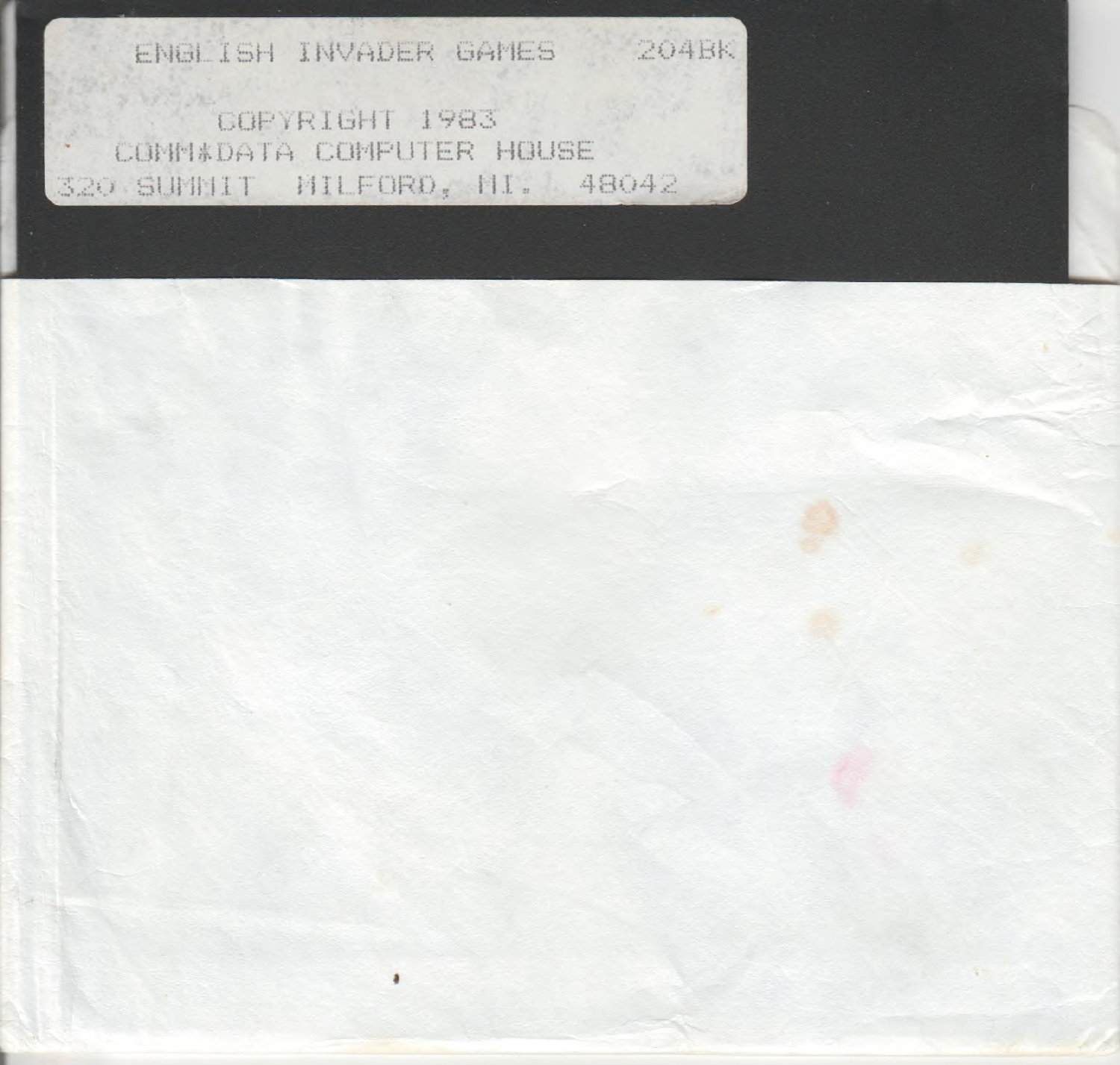ENGLISH INVADER GAMES    204BK

COPYRIGHT 1983

COMM*DATA COMPUTER HOUSE

320 SUMMIT  MILFORD, MI.  48042